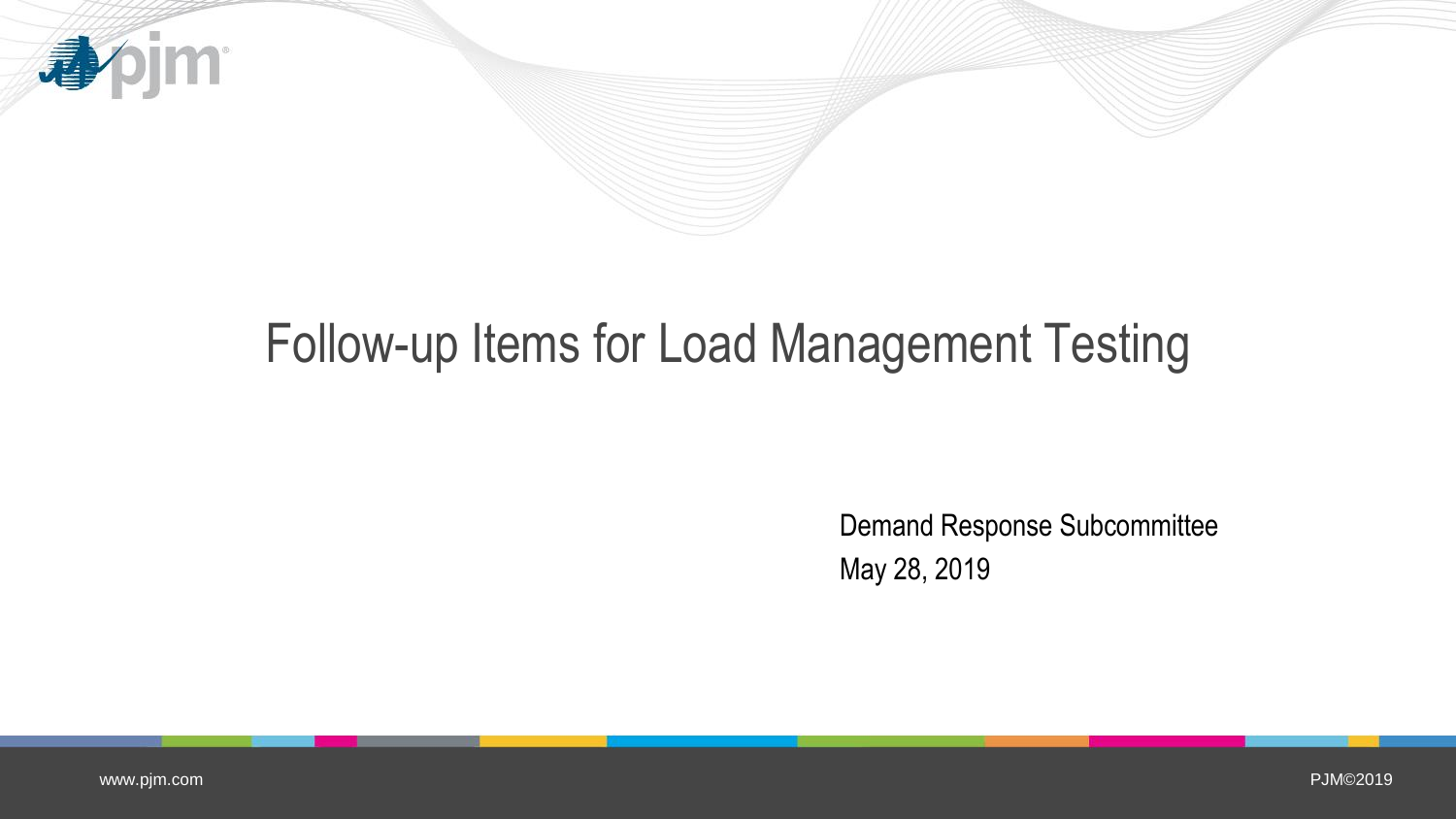# Follow-up Items for Load Management Testing

Demand Response Subcommittee

May 28, 2019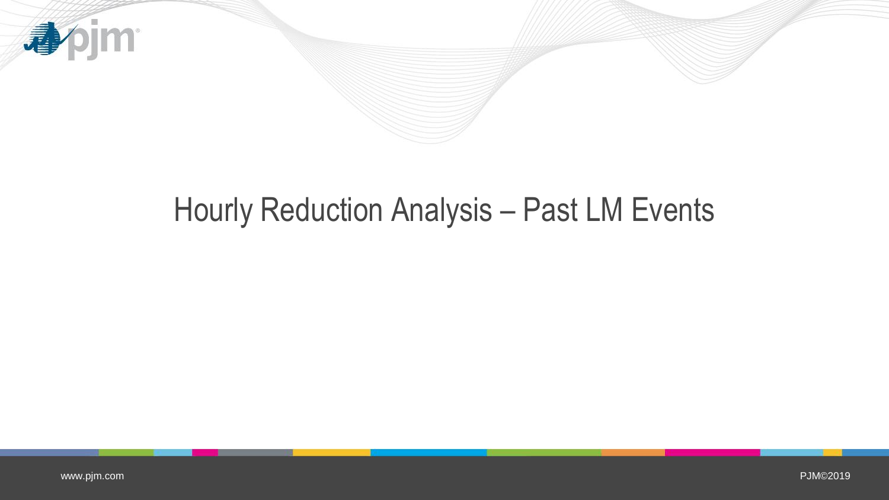# Hourly Reduction Analysis – Past LM Events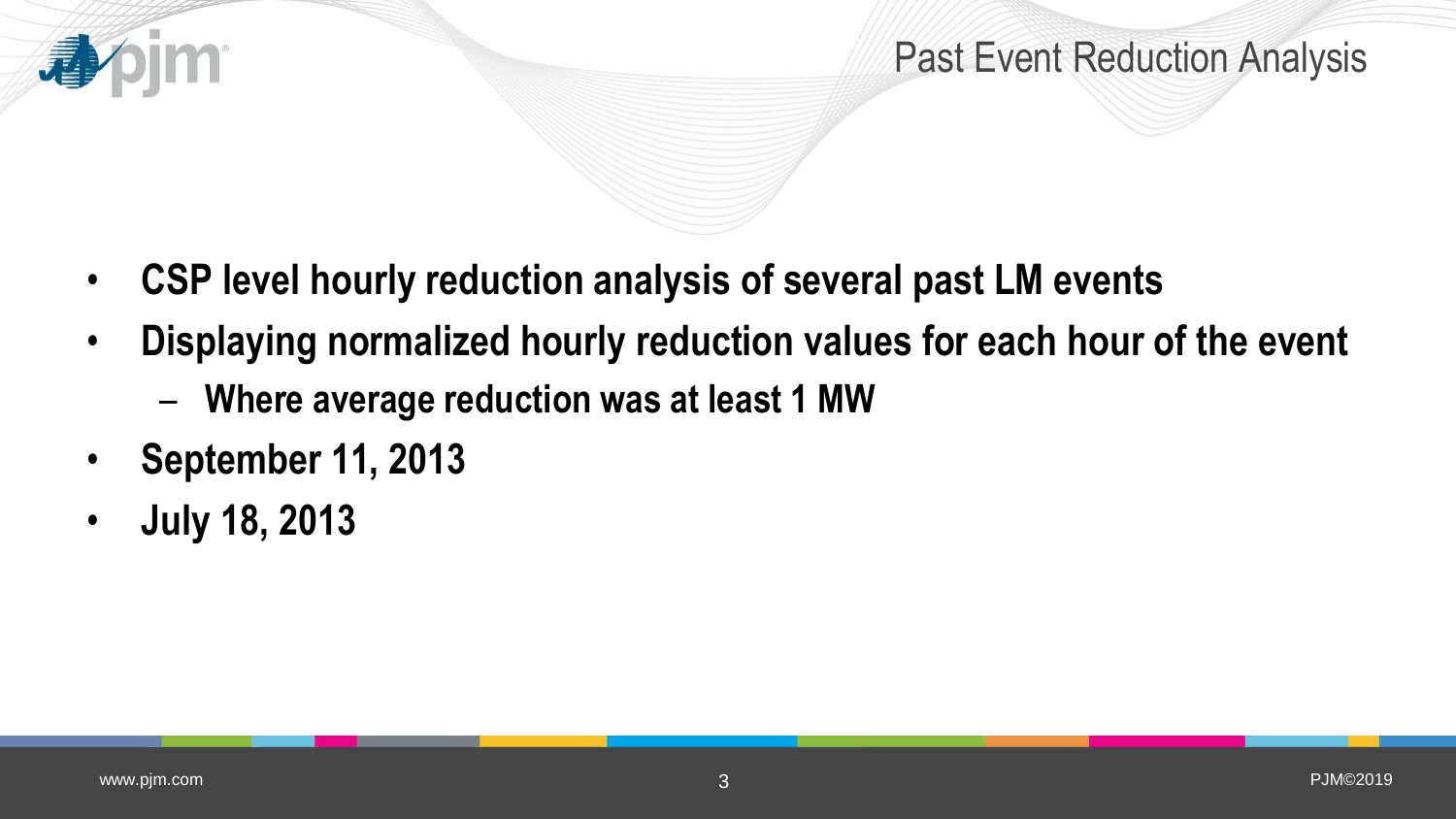# Past Event Reduction Analysis

- **CSP level hourly reduction analysis of several past LM events**
- **Displaying normalized hourly reduction values for each hour of the event**
  - **Where average reduction was at least 1 MW**
- **September 11, 2013**
- **July 18, 2013**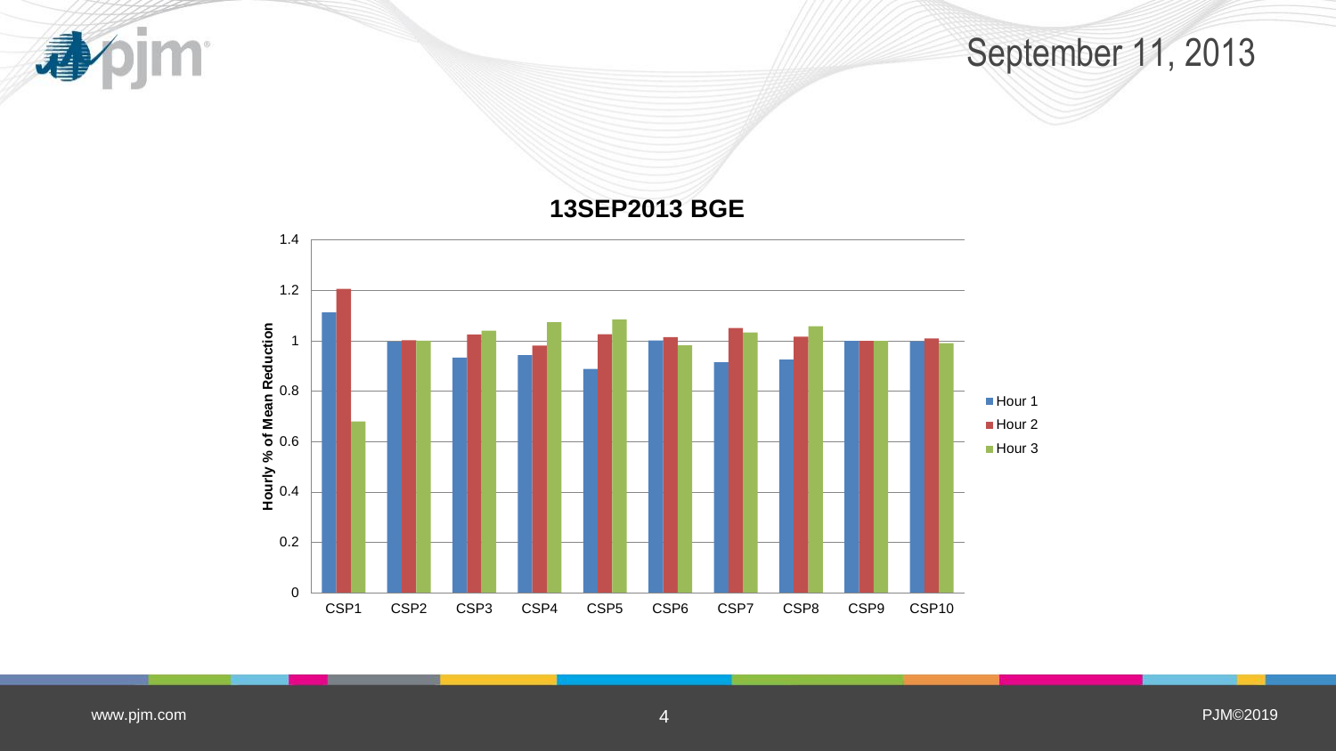# September 11, 2013

**13SEP2013 BGE**

Hourly % of Mean Reduction

| | Hour 1 | Hour 2 | Hour 3 |
|---|---|---|---|
| CSP1 | 1.11 | 1.2 | 0.68 |
| CSP2 | 1 | 1 | 1 |
| CSP3 | 0.93 | 1.02 | 1.04 |
| CSP4 | 0.94 | 0.98 | 1.07 |
| CSP5 | 0.89 | 1.02 | 1.08 |
| CSP6 | 1 | 1.01 | 0.98 |
| CSP7 | 0.92 | 1.05 | 1.03 |
| CSP8 | 0.93 | 1.02 | 1.06 |
| CSP9 | 1 | 1 | 1 |
| CSP10 | 1 | 1.01 | 0.99 |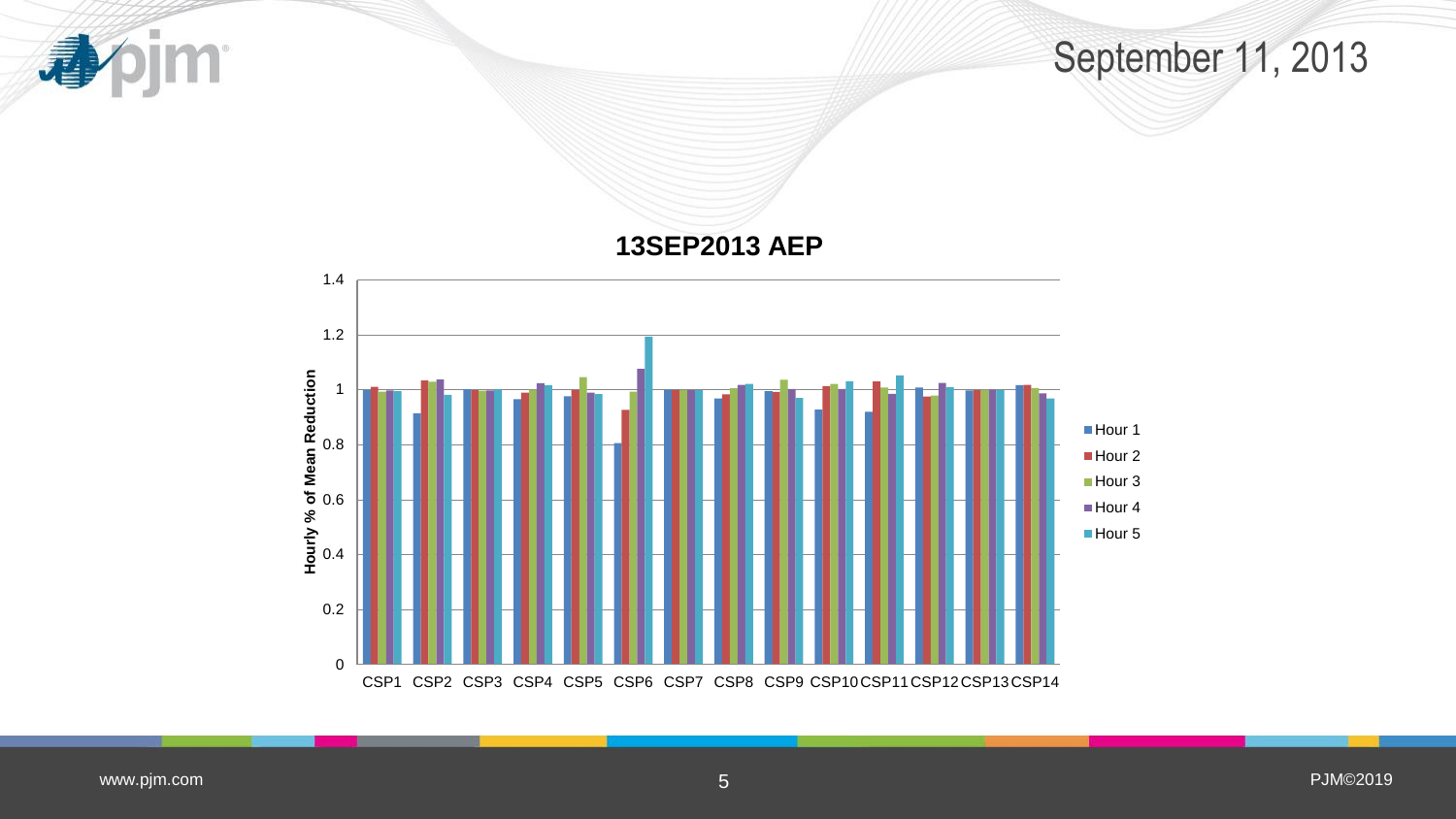# September 11, 2013

**13SEP2013 AEP**

Hourly % of Mean Reduction

1.4
1.2
1
0.8
0.6
0.4
0.2
0

CSP1 CSP2 CSP3 CSP4 CSP5 CSP6 CSP7 CSP8 CSP9 CSP10 CSP11 CSP12 CSP13 CSP14

- Hour 1
- Hour 2
- Hour 3
- Hour 4
- Hour 5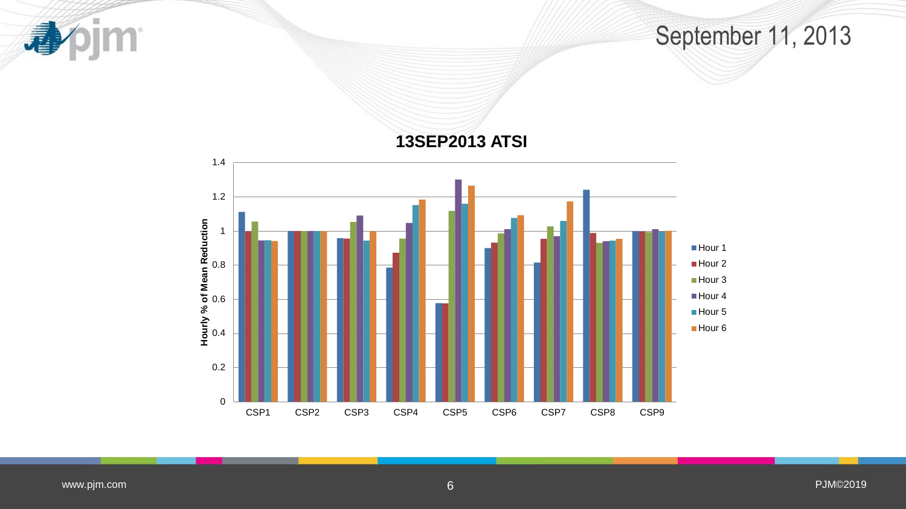# September 11, 2013

**13SEP2013 ATSI**

Hourly % of Mean Reduction

1.4
1.2
1
0.8
0.6
0.4
0.2
0

CSP1 CSP2 CSP3 CSP4 CSP5 CSP6 CSP7 CSP8 CSP9

Hour 1
Hour 2
Hour 3
Hour 4
Hour 5
Hour 6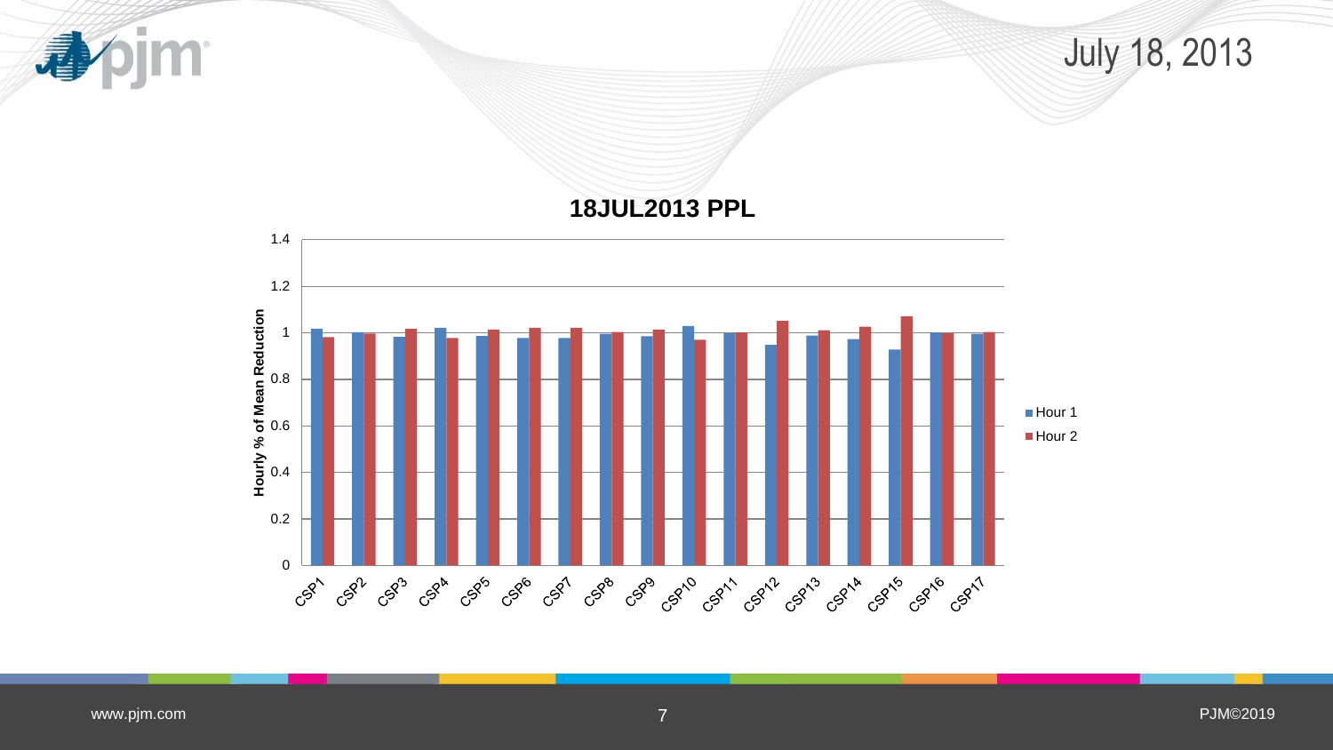# July 18, 2013

**18JUL2013 PPL**

Hourly % of Mean Reduction

1.4
1.2
1
0.8
0.6
0.4
0.2
0

CSP1 CSP2 CSP3 CSP4 CSP5 CSP6 CSP7 CSP8 CSP9 CSP10 CSP11 CSP12 CSP13 CSP14 CSP15 CSP16 CSP17

Hour 1
Hour 2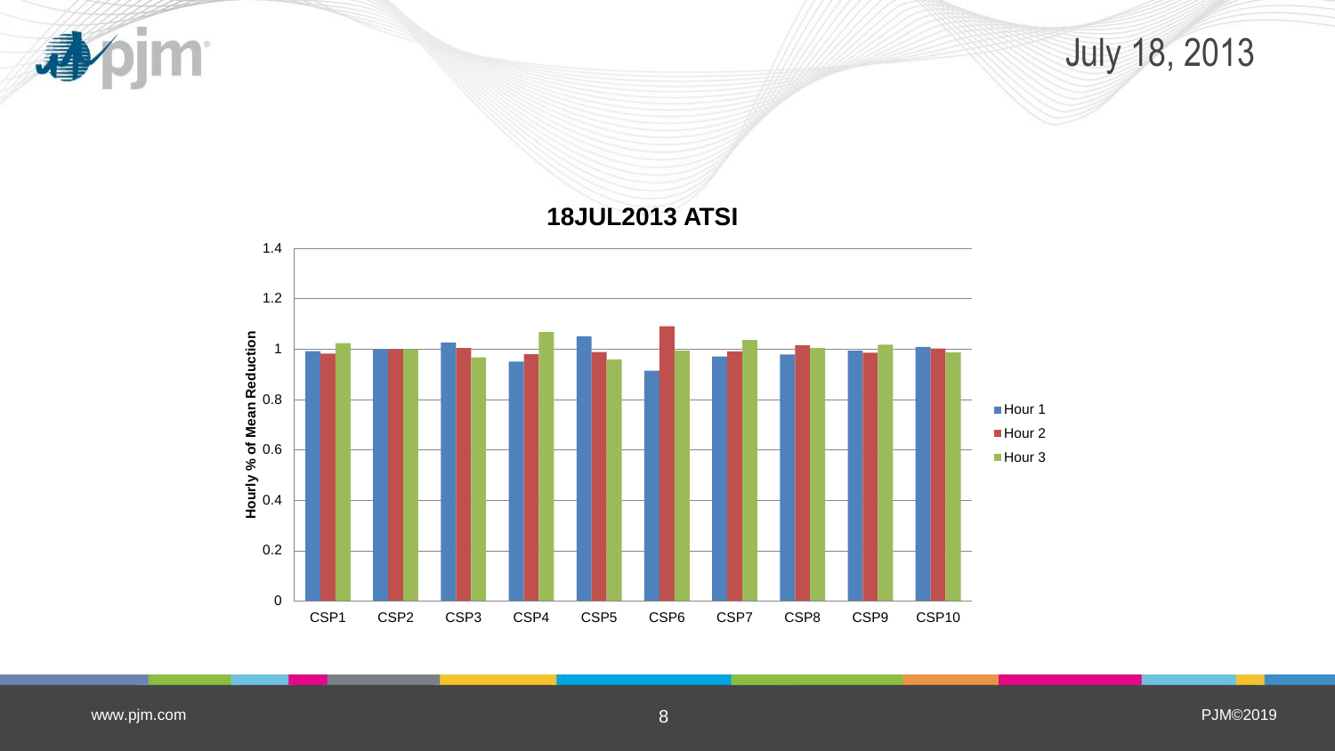# July 18, 2013

**18JUL2013 ATSI**

Hourly % of Mean Reduction

1.4
1.2
1
0.8
0.6
0.4
0.2
0

CSP1 CSP2 CSP3 CSP4 CSP5 CSP6 CSP7 CSP8 CSP9 CSP10

Hour 1
Hour 2
Hour 3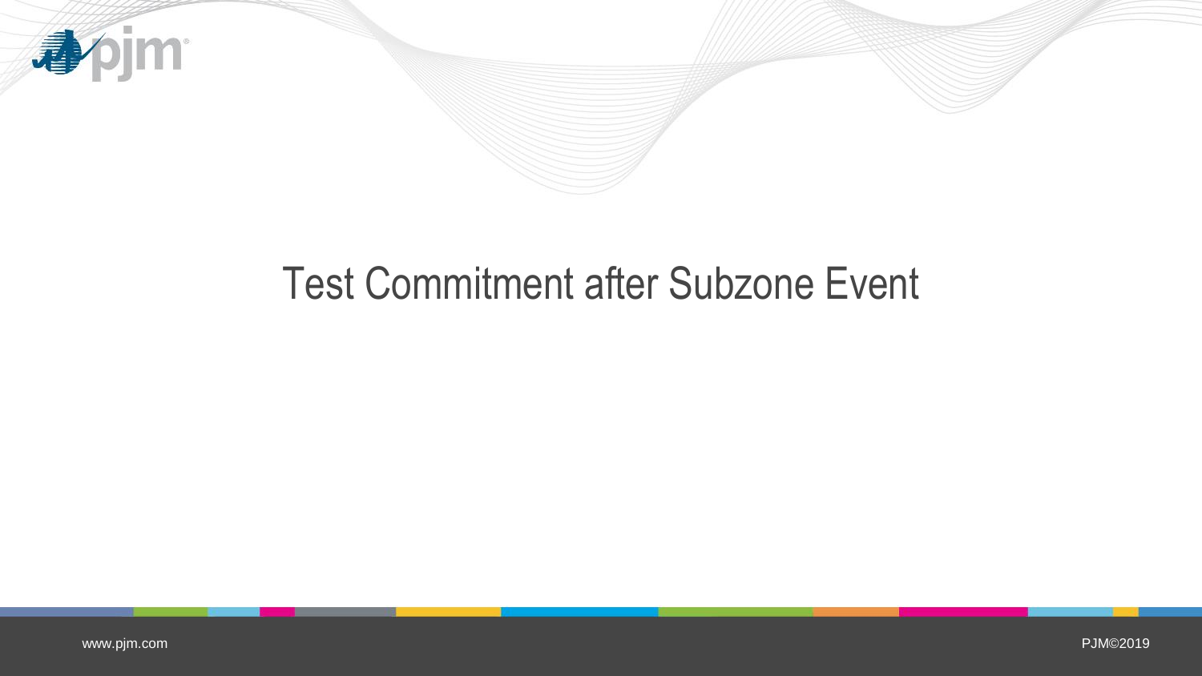# Test Commitment after Subzone Event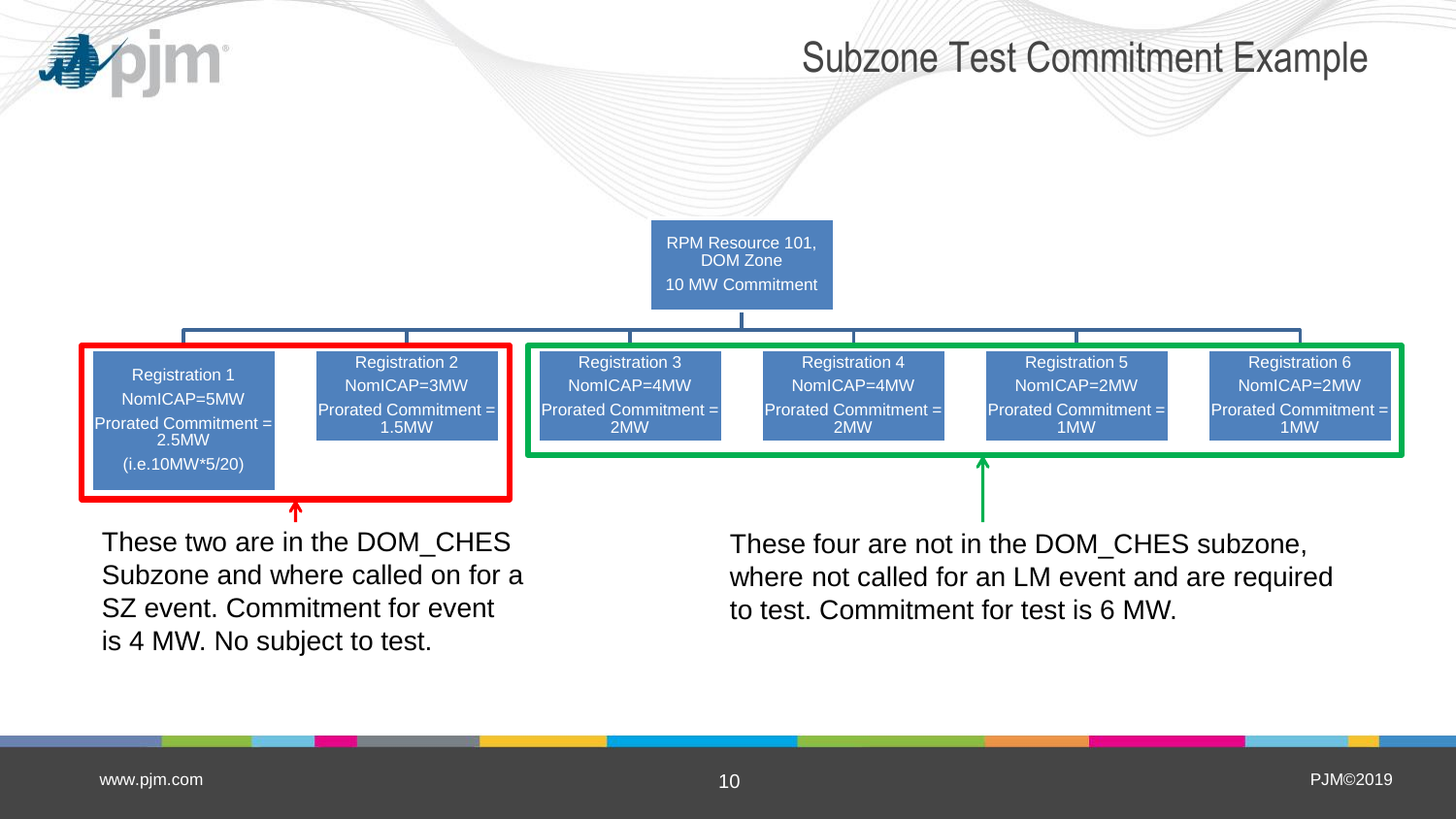# Subzone Test Commitment Example

**RPM Resource 101, DOM Zone**
10 MW Commitment

| Registration | NomICAP | Prorated Commitment |
| --- | --- | --- |
| Registration 1 | NomICAP=5MW | Prorated Commitment = 2.5MW (i.e.10MW*5/20) |
| Registration 2 | NomICAP=3MW | Prorated Commitment = 1.5MW |
| Registration 3 | NomICAP=4MW | Prorated Commitment = 2MW |
| Registration 4 | NomICAP=4MW | Prorated Commitment = 2MW |
| Registration 5 | NomICAP=2MW | Prorated Commitment = 1MW |
| Registration 6 | NomICAP=2MW | Prorated Commitment = 1MW |

Registrations 1–2: These two are in the DOM_CHES Subzone and where called on for a SZ event. Commitment for event is 4 MW. No subject to test.

Registrations 3–6: These four are not in the DOM_CHES subzone, where not called for an LM event and are required to test. Commitment for test is 6 MW.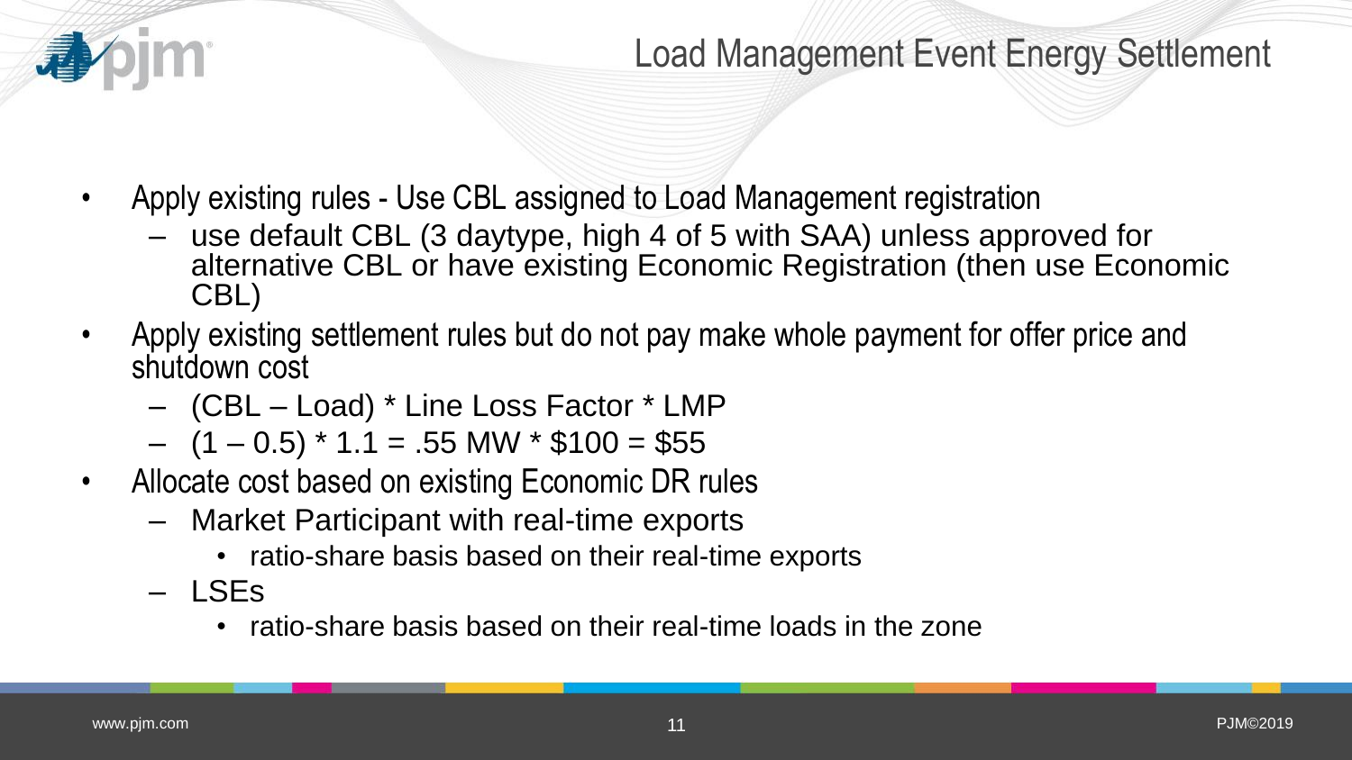# Load Management Event Energy Settlement

- Apply existing rules - Use CBL assigned to Load Management registration
  - use default CBL (3 daytype, high 4 of 5 with SAA) unless approved for alternative CBL or have existing Economic Registration (then use Economic CBL)
- Apply existing settlement rules but do not pay make whole payment for offer price and shutdown cost
  - (CBL – Load) * Line Loss Factor * LMP
  - (1 – 0.5) * 1.1 = .55 MW * $100 = $55
- Allocate cost based on existing Economic DR rules
  - Market Participant with real-time exports
    - ratio-share basis based on their real-time exports
  - LSEs
    - ratio-share basis based on their real-time loads in the zone